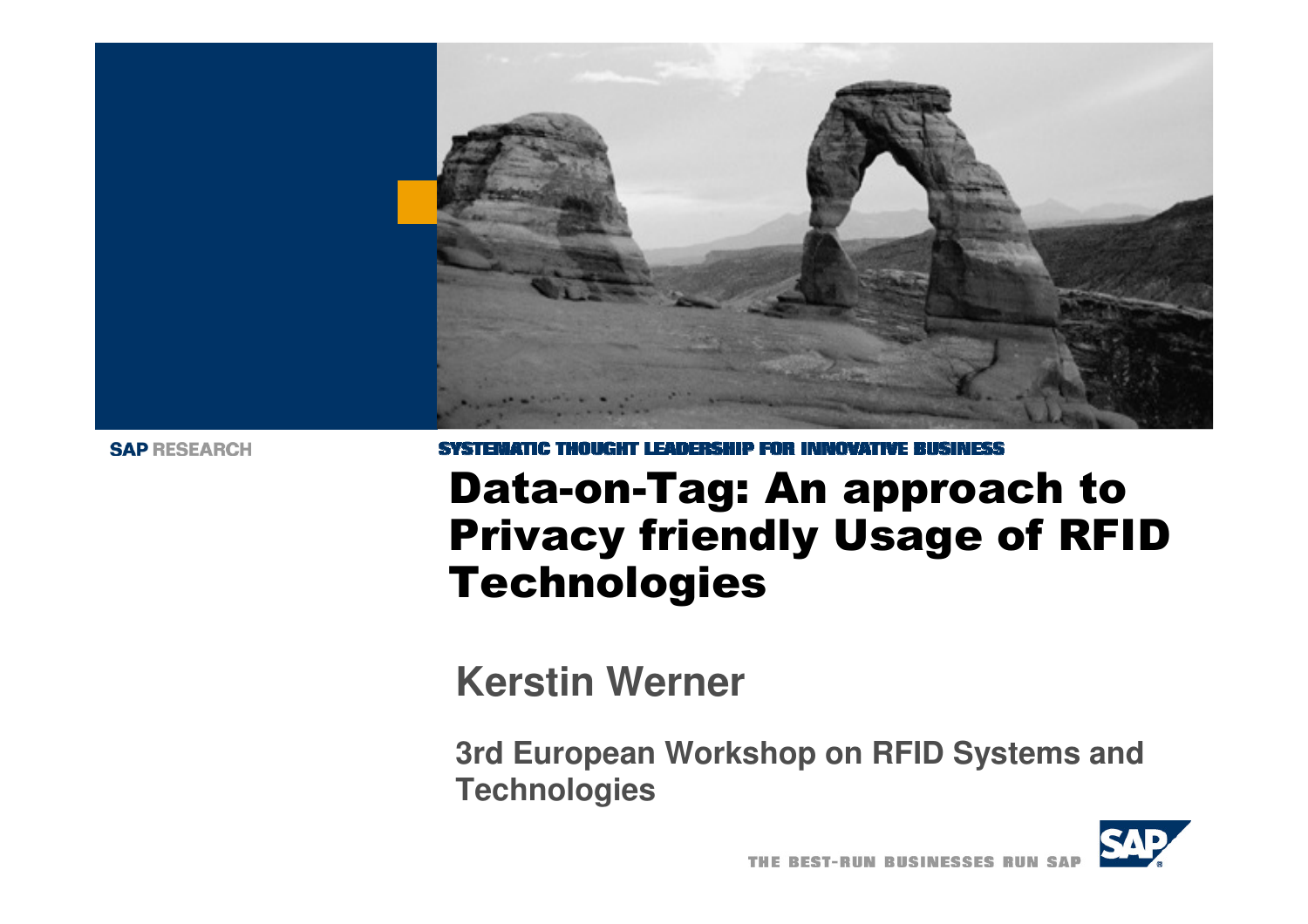SAP RESEARCH

SYSTEMATIC THOUGHT LEADERSHIP FOR INNOVATIVE BUSINESS

# Data-on-Tag: An approach to Privacy friendly Usage of RFID Technologies

## Kerstin Werner

**3rd European Workshop on RFID Systems and Technologies**

THE BEST-RUN BUSINESSES RUN SAP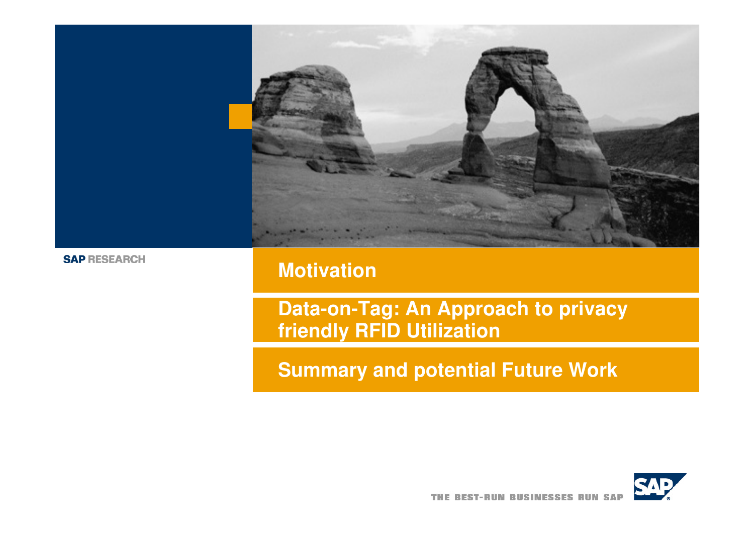SAP RESEARCH

## Motivation

## Data-on-Tag: An Approach to privacy friendly RFID Utilization

## Summary and potential Future Work

THE BEST-RUN BUSINESSES RUN SAP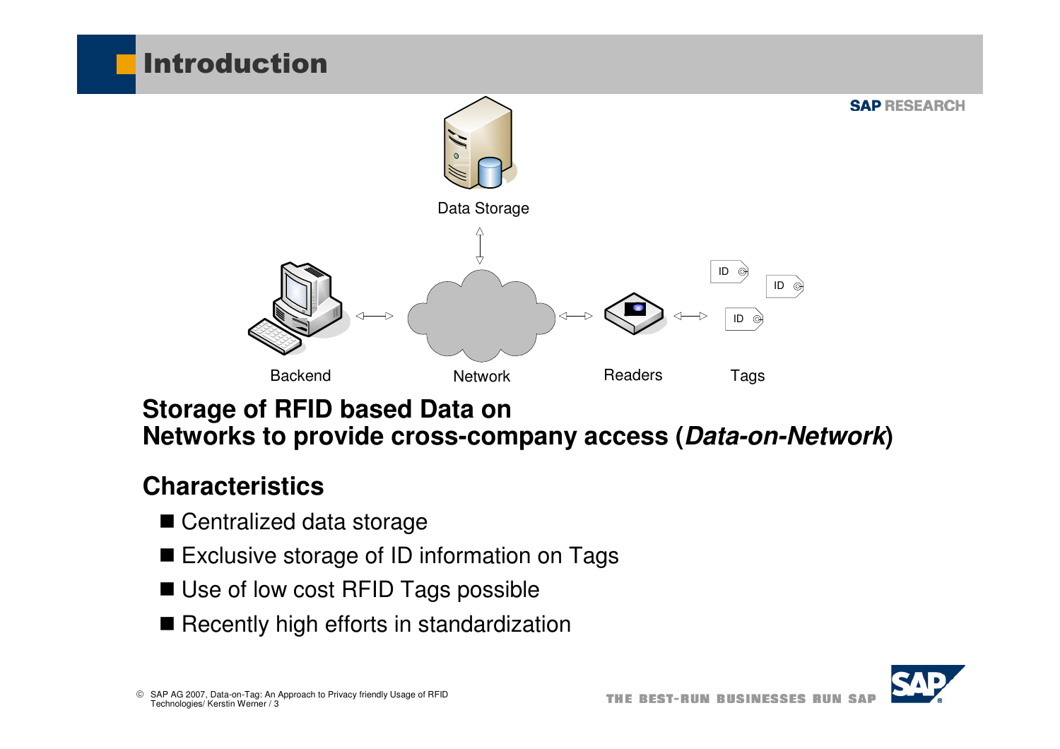# Introduction

Data Storage

Backend &emsp; Network &emsp; Readers &emsp; Tags

**Storage of RFID based Data on Networks to provide cross-company access (*Data-on-Network*)**

## Characteristics

- Centralized data storage
- Exclusive storage of ID information on Tags
- Use of low cost RFID Tags possible
- Recently high efforts in standardization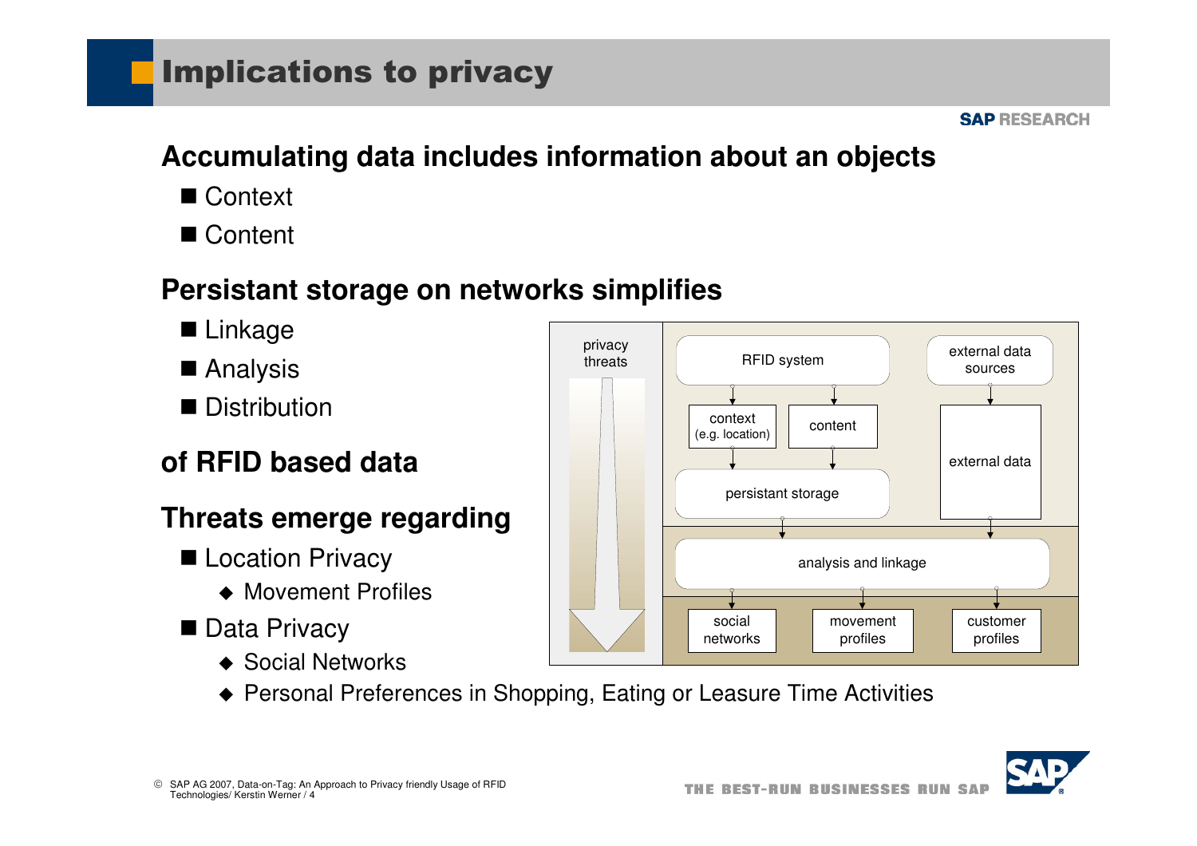# Implications to privacy

## Accumulating data includes information about an objects

- Context
- Content

## Persistant storage on networks simplifies

- Linkage
- Analysis
- Distribution

## of RFID based data

## Threats emerge regarding

- Location Privacy
  - Movement Profiles
- Data Privacy
  - Social Networks
  - Personal Preferences in Shopping, Eating or Leasure Time Activities

privacy threats

RFID system

external data sources

context (e.g. location)

content

external data

persistant storage

analysis and linkage

social networks

movement profiles

customer profiles

© SAP AG 2007, Data-on-Tag: An Approach to Privacy friendly Usage of RFID Technologies/ Kerstin Werner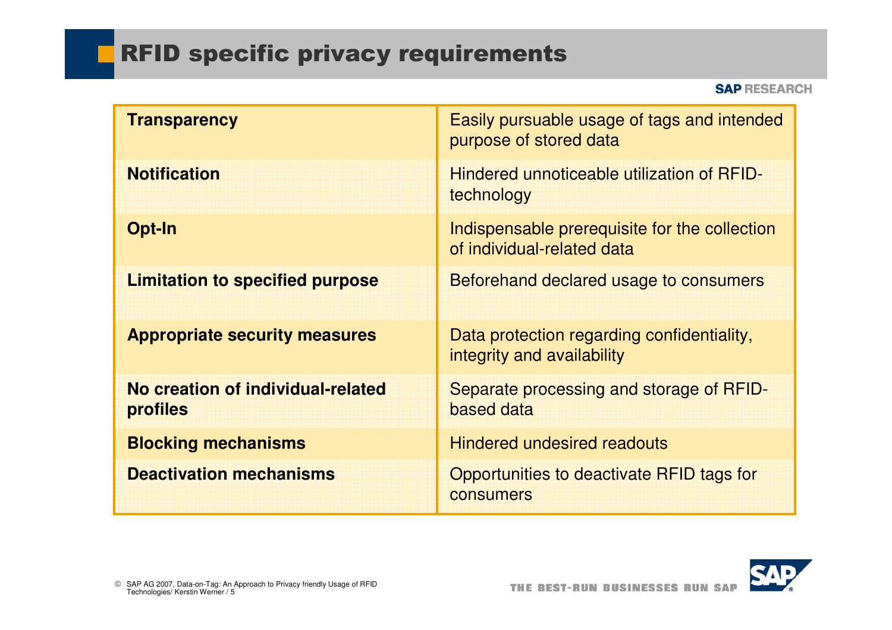# RFID specific privacy requirements

| | |
|---|---|
| **Transparency** | Easily pursuable usage of tags and intended purpose of stored data |
| **Notification** | Hindered unnoticeable utilization of RFID-technology |
| **Opt-In** | Indispensable prerequisite for the collection of individual-related data |
| **Limitation to specified purpose** | Beforehand declared usage to consumers |
| **Appropriate security measures** | Data protection regarding confidentiality, integrity and availability |
| **No creation of individual-related profiles** | Separate processing and storage of RFID-based data |
| **Blocking mechanisms** | Hindered undesired readouts |
| **Deactivation mechanisms** | Opportunities to deactivate RFID tags for consumers |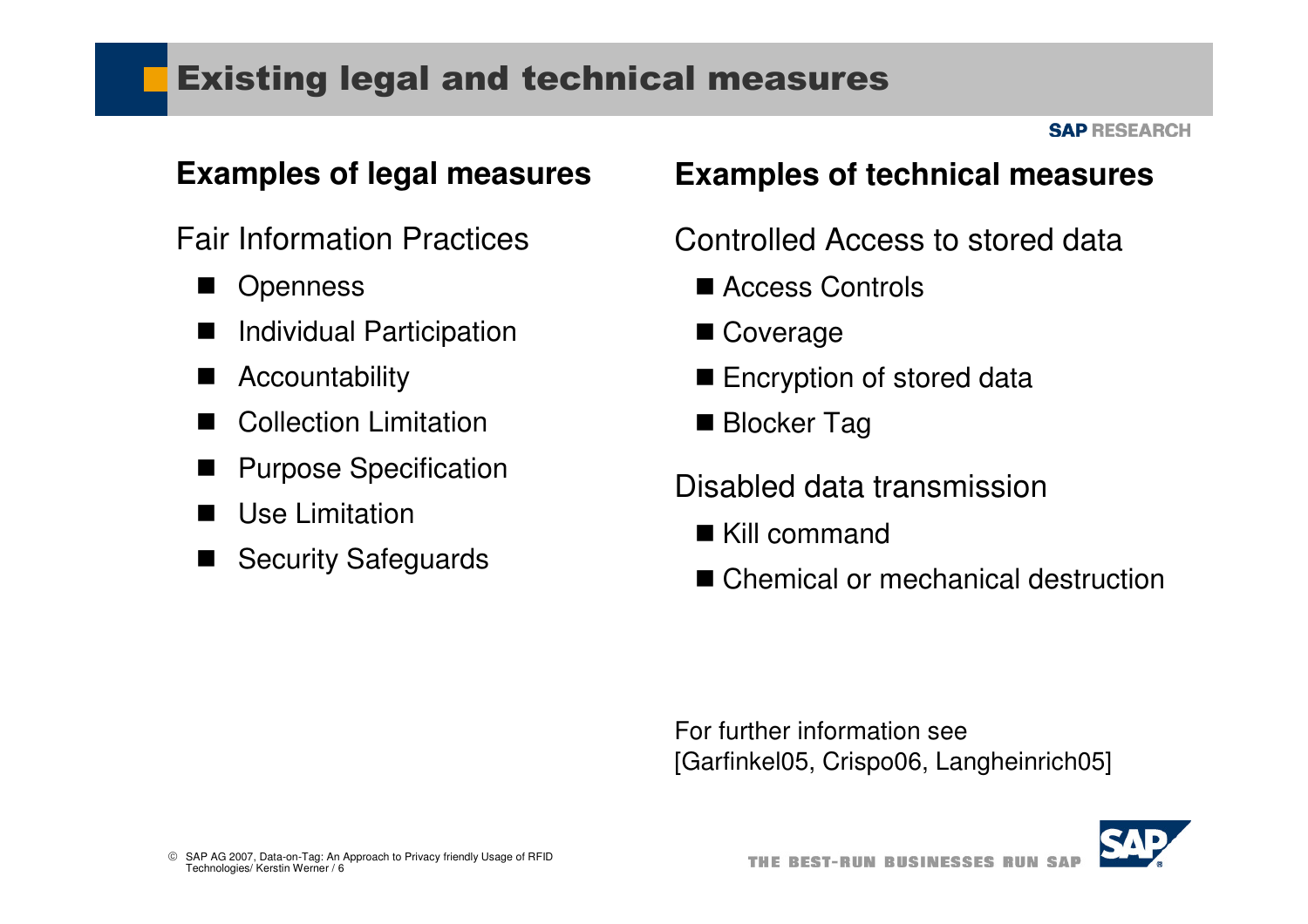# Existing legal and technical measures

## Examples of legal measures

Fair Information Practices

- Openness
- Individual Participation
- Accountability
- Collection Limitation
- Purpose Specification
- Use Limitation
- Security Safeguards

## Examples of technical measures

Controlled Access to stored data

- Access Controls
- Coverage
- Encryption of stored data
- Blocker Tag

Disabled data transmission

- Kill command
- Chemical or mechanical destruction

For further information see
[Garfinkel05, Crispo06, Langheinrich05]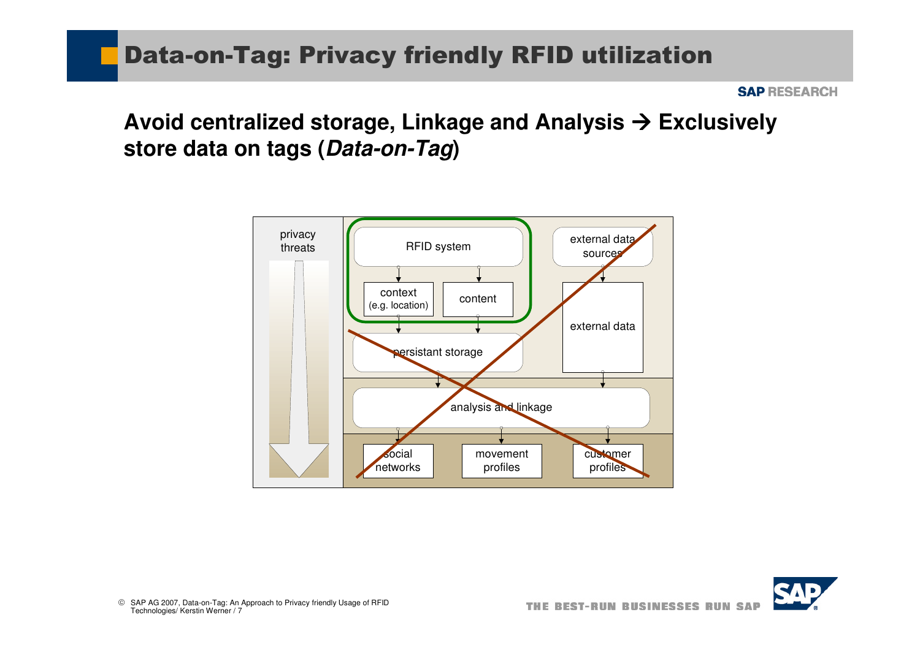# Data-on-Tag: Privacy friendly RFID utilization

**Avoid centralized storage, Linkage and Analysis → Exclusively store data on tags (*Data-on-Tag*)**

privacy threats

RFID system

context (e.g. location)

content

external data sources

external data

persistant storage

analysis and linkage

social networks

movement profiles

customer profiles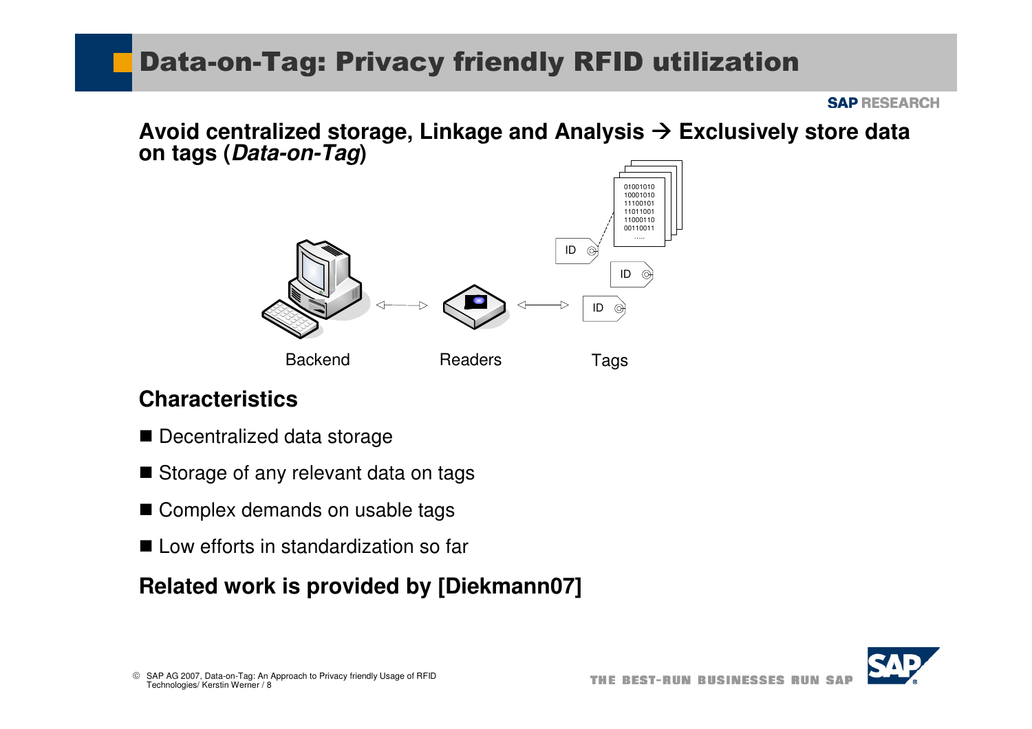# Data-on-Tag: Privacy friendly RFID utilization

**Avoid centralized storage, Linkage and Analysis → Exclusively store data on tags (*Data-on-Tag*)**

Backend Readers Tags

## Characteristics

- Decentralized data storage
- Storage of any relevant data on tags
- Complex demands on usable tags
- Low efforts in standardization so far

**Related work is provided by [Diekmann07]**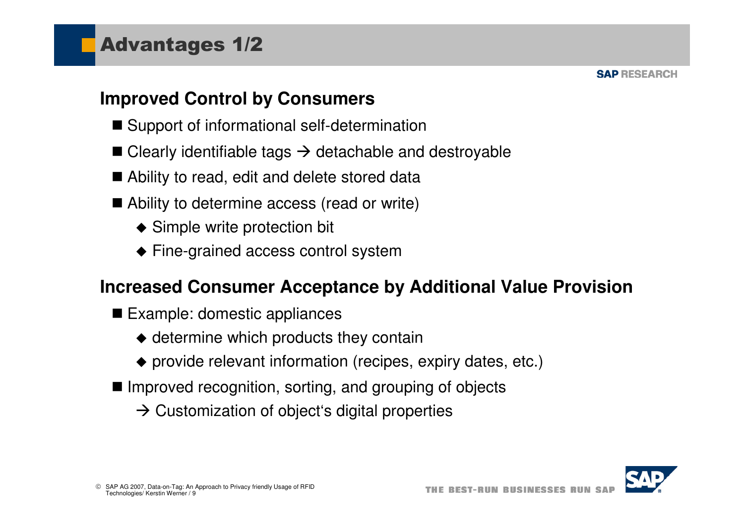# Advantages 1/2

## Improved Control by Consumers

- Support of informational self-determination
- Clearly identifiable tags → detachable and destroyable
- Ability to read, edit and delete stored data
- Ability to determine access (read or write)
  - Simple write protection bit
  - Fine-grained access control system

## Increased Consumer Acceptance by Additional Value Provision

- Example: domestic appliances
  - determine which products they contain
  - provide relevant information (recipes, expiry dates, etc.)
- Improved recognition, sorting, and grouping of objects
  → Customization of object‘s digital properties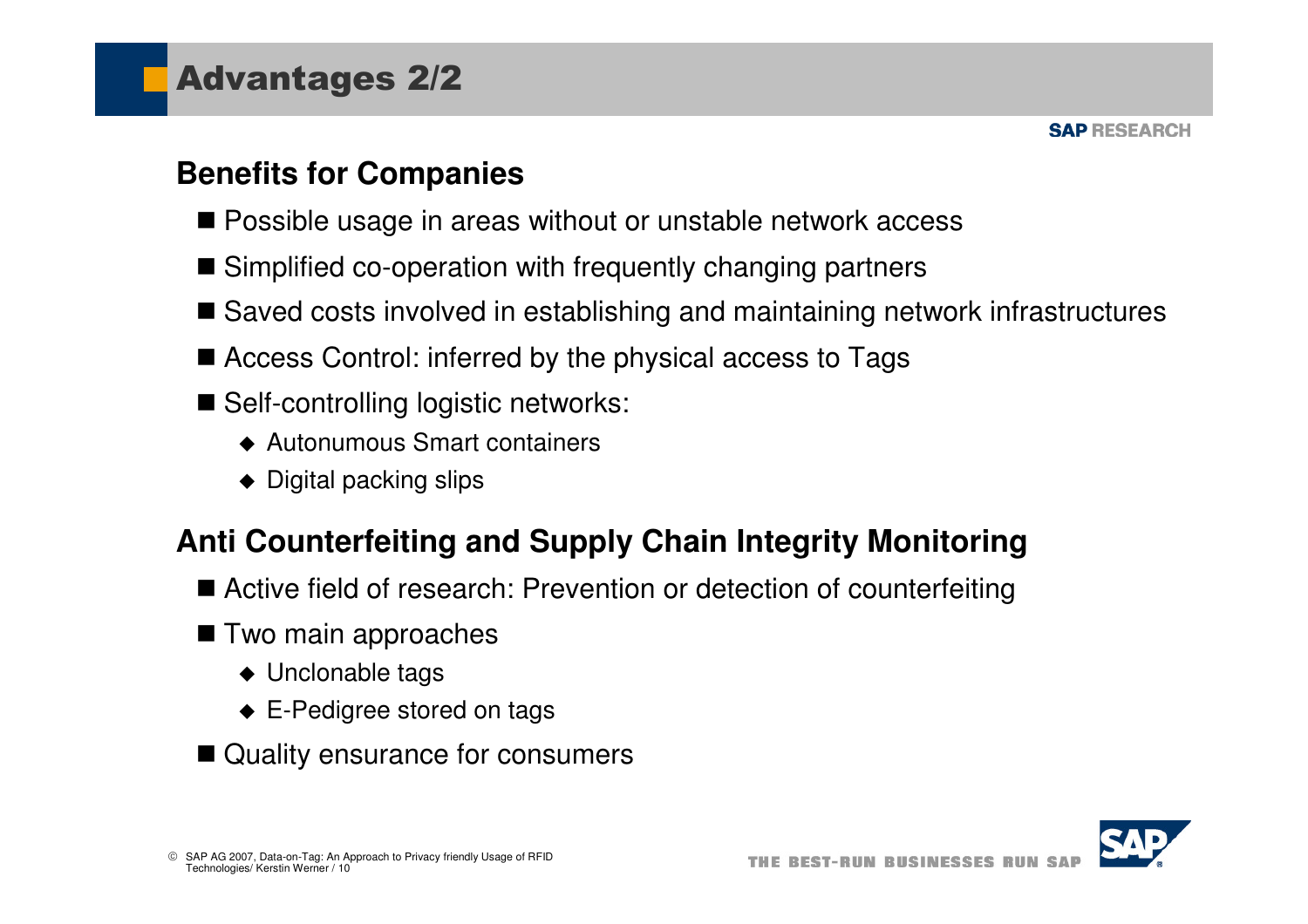# Advantages 2/2

## Benefits for Companies

- Possible usage in areas without or unstable network access
- Simplified co-operation with frequently changing partners
- Saved costs involved in establishing and maintaining network infrastructures
- Access Control: inferred by the physical access to Tags
- Self-controlling logistic networks:
  - Autonumous Smart containers
  - Digital packing slips

## Anti Counterfeiting and Supply Chain Integrity Monitoring

- Active field of research: Prevention or detection of counterfeiting
- Two main approaches
  - Unclonable tags
  - E-Pedigree stored on tags
- Quality ensurance for consumers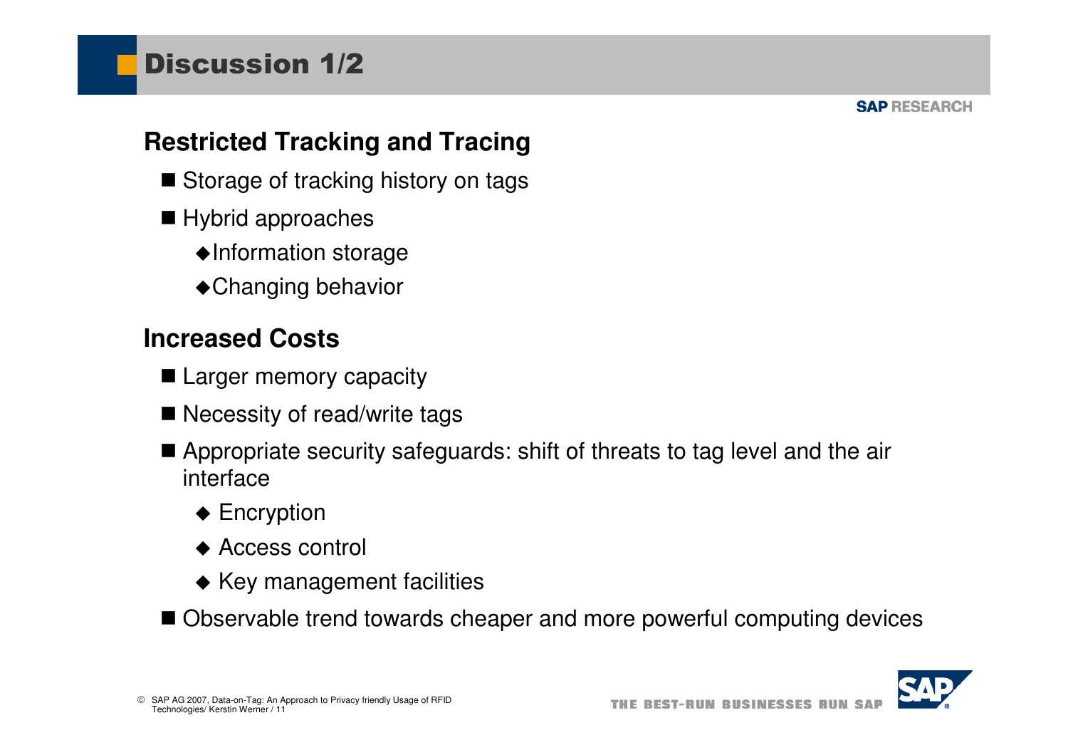# Discussion 1/2

## Restricted Tracking and Tracing

- Storage of tracking history on tags
- Hybrid approaches
  - Information storage
  - Changing behavior

## Increased Costs

- Larger memory capacity
- Necessity of read/write tags
- Appropriate security safeguards: shift of threats to tag level and the air interface
  - Encryption
  - Access control
  - Key management facilities
- Observable trend towards cheaper and more powerful computing devices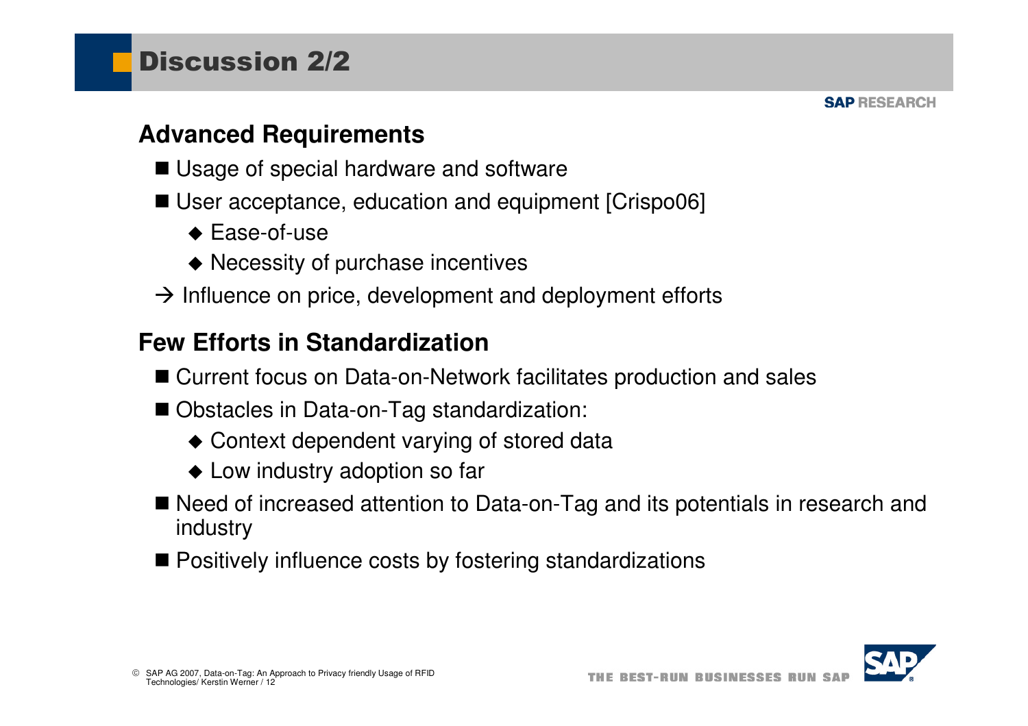# Discussion 2/2

## Advanced Requirements

- Usage of special hardware and software
- User acceptance, education and equipment [Crispo06]
  - Ease-of-use
  - Necessity of purchase incentives

→ Influence on price, development and deployment efforts

## Few Efforts in Standardization

- Current focus on Data-on-Network facilitates production and sales
- Obstacles in Data-on-Tag standardization:
  - Context dependent varying of stored data
  - Low industry adoption so far
- Need of increased attention to Data-on-Tag and its potentials in research and industry
- Positively influence costs by fostering standardizations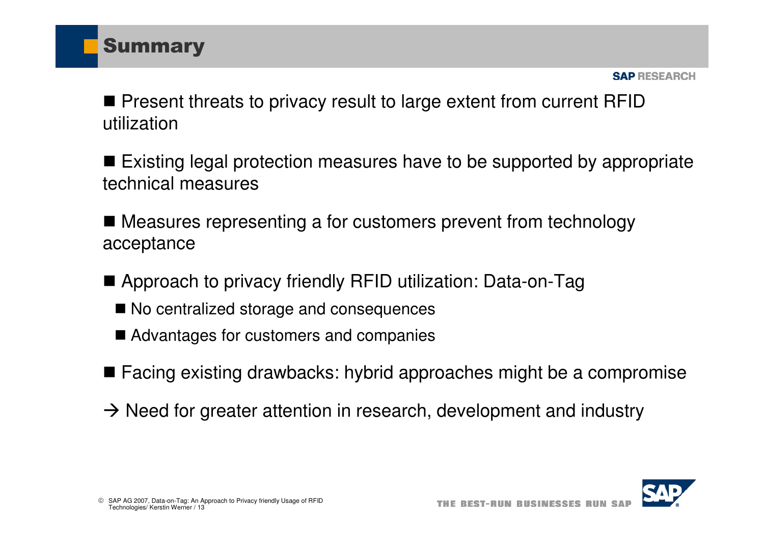# Summary

- Present threats to privacy result to large extent from current RFID utilization
- Existing legal protection measures have to be supported by appropriate technical measures
- Measures representing a for customers prevent from technology acceptance
- Approach to privacy friendly RFID utilization: Data-on-Tag
  - No centralized storage and consequences
  - Advantages for customers and companies
- Facing existing drawbacks: hybrid approaches might be a compromise

→ Need for greater attention in research, development and industry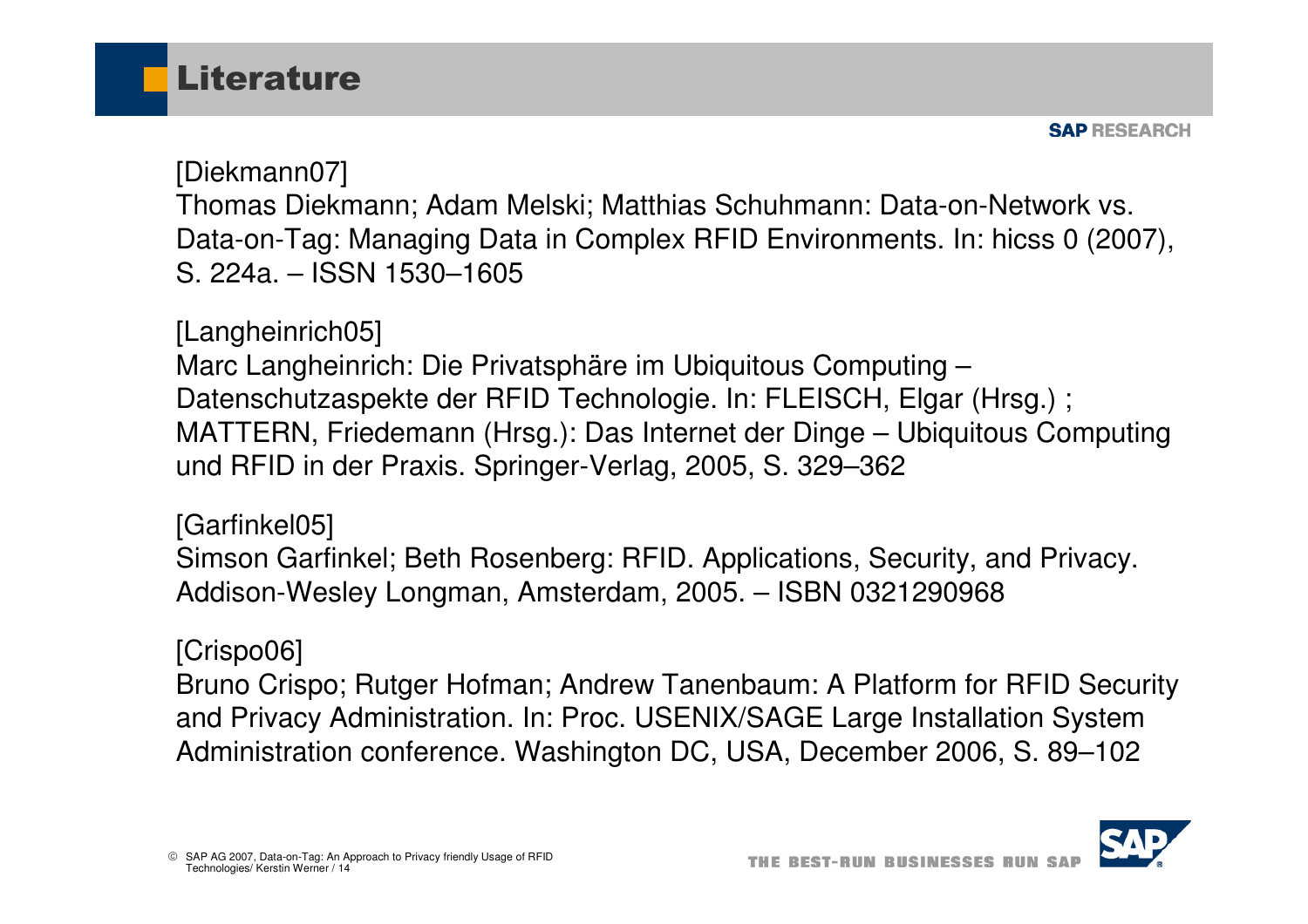# Literature

[Diekmann07]
Thomas Diekmann; Adam Melski; Matthias Schuhmann: Data-on-Network vs. Data-on-Tag: Managing Data in Complex RFID Environments. In: hicss 0 (2007), S. 224a. – ISSN 1530–1605

[Langheinrich05]
Marc Langheinrich: Die Privatsphäre im Ubiquitous Computing – Datenschutzaspekte der RFID Technologie. In: FLEISCH, Elgar (Hrsg.) ; MATTERN, Friedemann (Hrsg.): Das Internet der Dinge – Ubiquitous Computing und RFID in der Praxis. Springer-Verlag, 2005, S. 329–362

[Garfinkel05]
Simson Garfinkel; Beth Rosenberg: RFID. Applications, Security, and Privacy. Addison-Wesley Longman, Amsterdam, 2005. – ISBN 0321290968

[Crispo06]
Bruno Crispo; Rutger Hofman; Andrew Tanenbaum: A Platform for RFID Security and Privacy Administration. In: Proc. USENIX/SAGE Large Installation System Administration conference. Washington DC, USA, December 2006, S. 89–102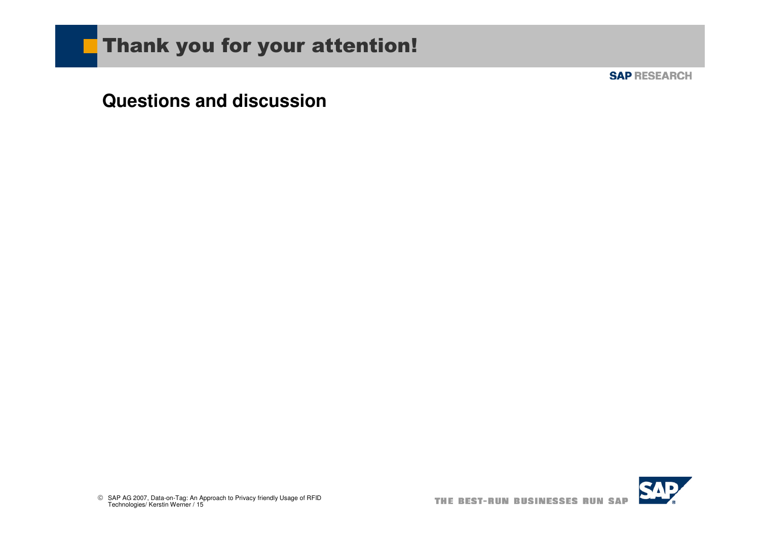# Thank you for your attention!

**Questions and discussion**